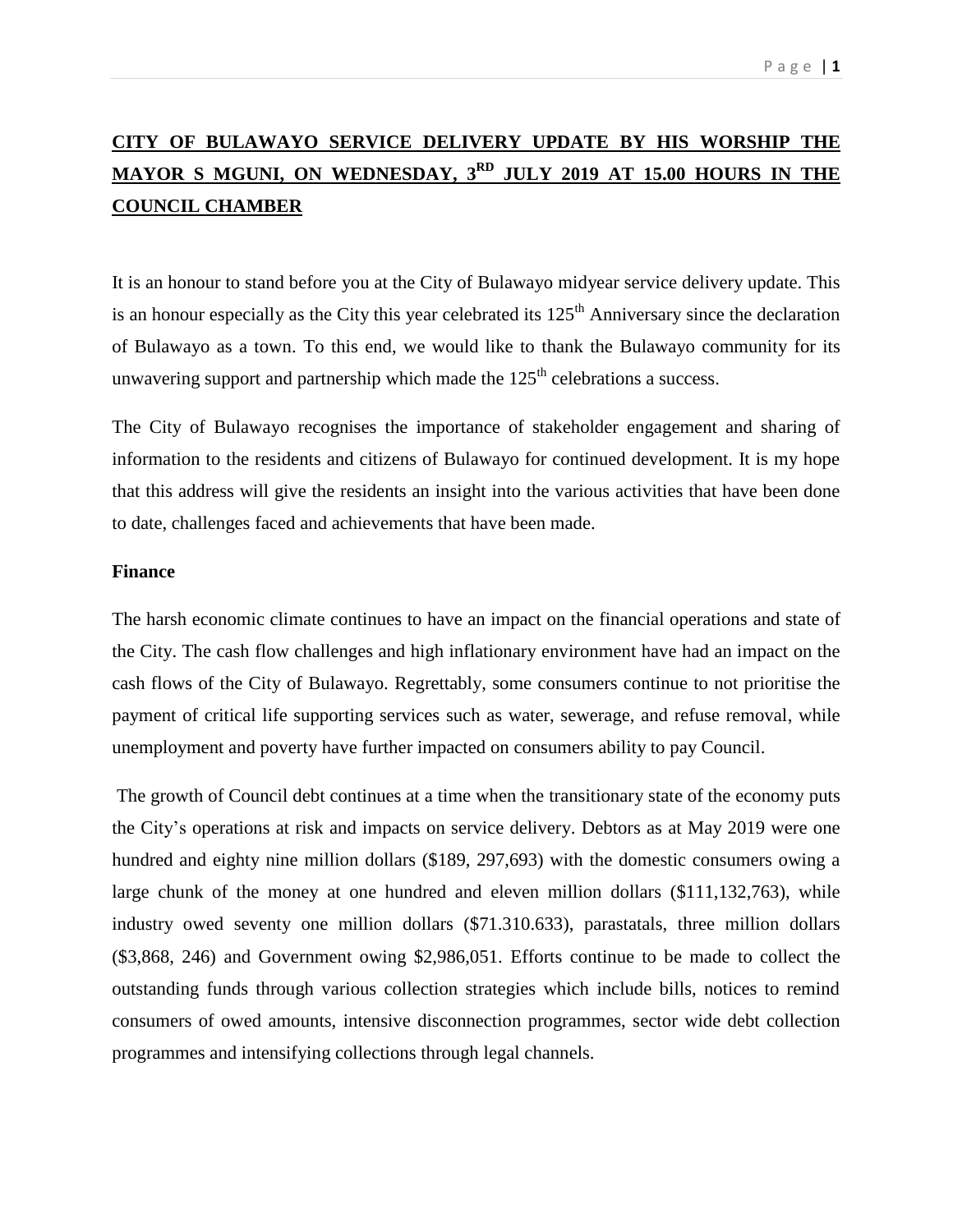# CITY OF BULAWAYO SERVICE DELIVERY UPDATE BY HIS WORSHIP THE MAYOR S MGUNI, ON WEDNESDAY, 3RD JULY 2019 AT 15.00 HOURS IN THE COUNCIL CHAMBER

It is an honour to stand before you at the City of Bulawayo midyear service delivery update. This is an honour especially as the City this year celebrated its 125th Anniversary since the declaration of Bulawayo as a town. To this end, we would like to thank the Bulawayo community for its unwavering support and partnership which made the 125th celebrations a success.

The City of Bulawayo recognises the importance of stakeholder engagement and sharing of information to the residents and citizens of Bulawayo for continued development. It is my hope that this address will give the residents an insight into the various activities that have been done to date, challenges faced and achievements that have been made.

**Finance**

The harsh economic climate continues to have an impact on the financial operations and state of the City. The cash flow challenges and high inflationary environment have had an impact on the cash flows of the City of Bulawayo. Regrettably, some consumers continue to not prioritise the payment of critical life supporting services such as water, sewerage, and refuse removal, while unemployment and poverty have further impacted on consumers ability to pay Council.

The growth of Council debt continues at a time when the transitionary state of the economy puts the City's operations at risk and impacts on service delivery. Debtors as at May 2019 were one hundred and eighty nine million dollars ($189, 297,693) with the domestic consumers owing a large chunk of the money at one hundred and eleven million dollars ($111,132,763), while industry owed seventy one million dollars ($71.310.633), parastatals, three million dollars ($3,868, 246) and Government owing $2,986,051. Efforts continue to be made to collect the outstanding funds through various collection strategies which include bills, notices to remind consumers of owed amounts, intensive disconnection programmes, sector wide debt collection programmes and intensifying collections through legal channels.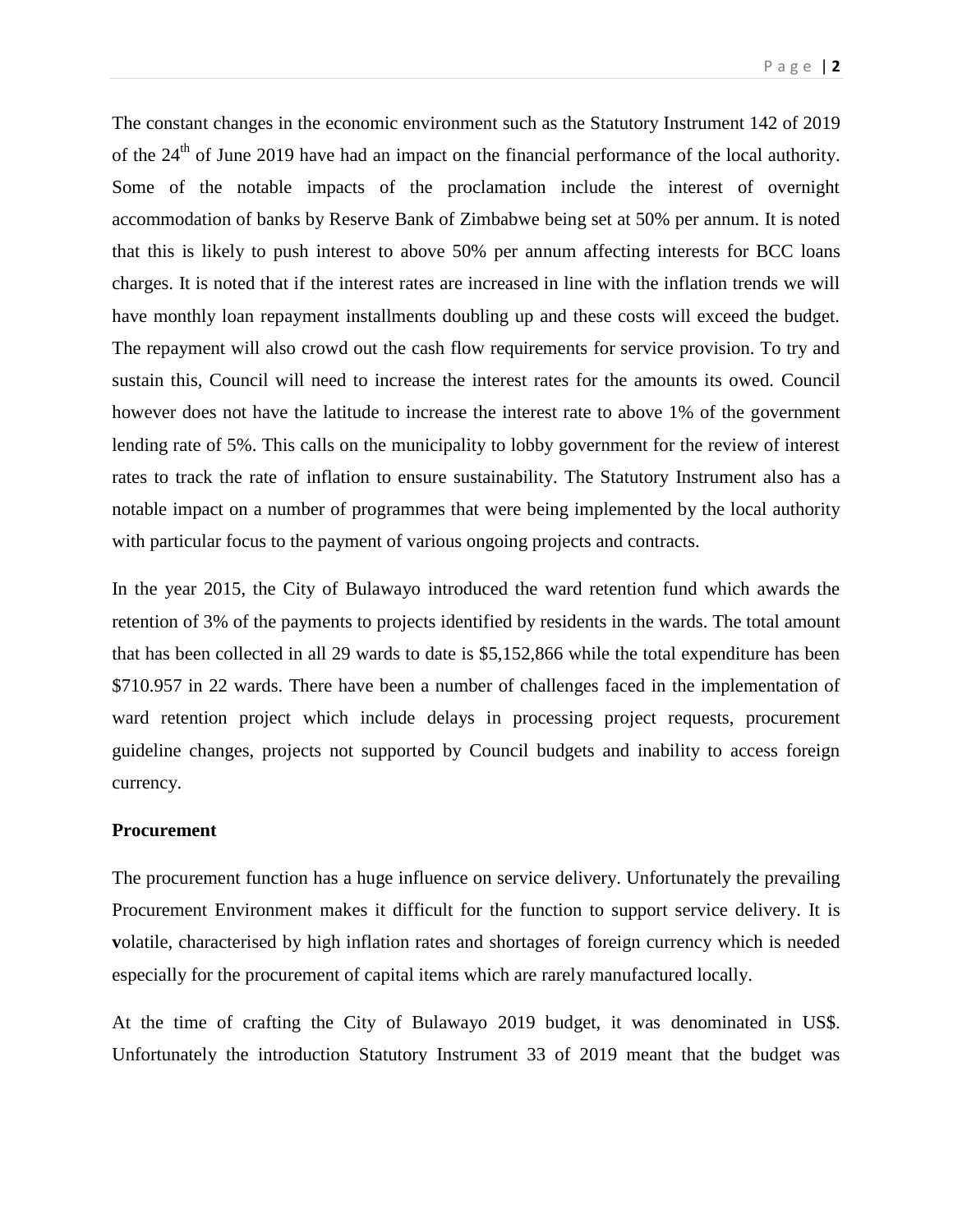The constant changes in the economic environment such as the Statutory Instrument 142 of 2019 of the 24th of June 2019 have had an impact on the financial performance of the local authority. Some of the notable impacts of the proclamation include the interest of overnight accommodation of banks by Reserve Bank of Zimbabwe being set at 50% per annum. It is noted that this is likely to push interest to above 50% per annum affecting interests for BCC loans charges. It is noted that if the interest rates are increased in line with the inflation trends we will have monthly loan repayment installments doubling up and these costs will exceed the budget. The repayment will also crowd out the cash flow requirements for service provision. To try and sustain this, Council will need to increase the interest rates for the amounts its owed. Council however does not have the latitude to increase the interest rate to above 1% of the government lending rate of 5%. This calls on the municipality to lobby government for the review of interest rates to track the rate of inflation to ensure sustainability. The Statutory Instrument also has a notable impact on a number of programmes that were being implemented by the local authority with particular focus to the payment of various ongoing projects and contracts.

In the year 2015, the City of Bulawayo introduced the ward retention fund which awards the retention of 3% of the payments to projects identified by residents in the wards. The total amount that has been collected in all 29 wards to date is $5,152,866 while the total expenditure has been $710.957 in 22 wards. There have been a number of challenges faced in the implementation of ward retention project which include delays in processing project requests, procurement guideline changes, projects not supported by Council budgets and inability to access foreign currency.

**Procurement**

The procurement function has a huge influence on service delivery. Unfortunately the prevailing Procurement Environment makes it difficult for the function to support service delivery. It is **v**olatile, characterised by high inflation rates and shortages of foreign currency which is needed especially for the procurement of capital items which are rarely manufactured locally.

At the time of crafting the City of Bulawayo 2019 budget, it was denominated in US$. Unfortunately the introduction Statutory Instrument 33 of 2019 meant that the budget was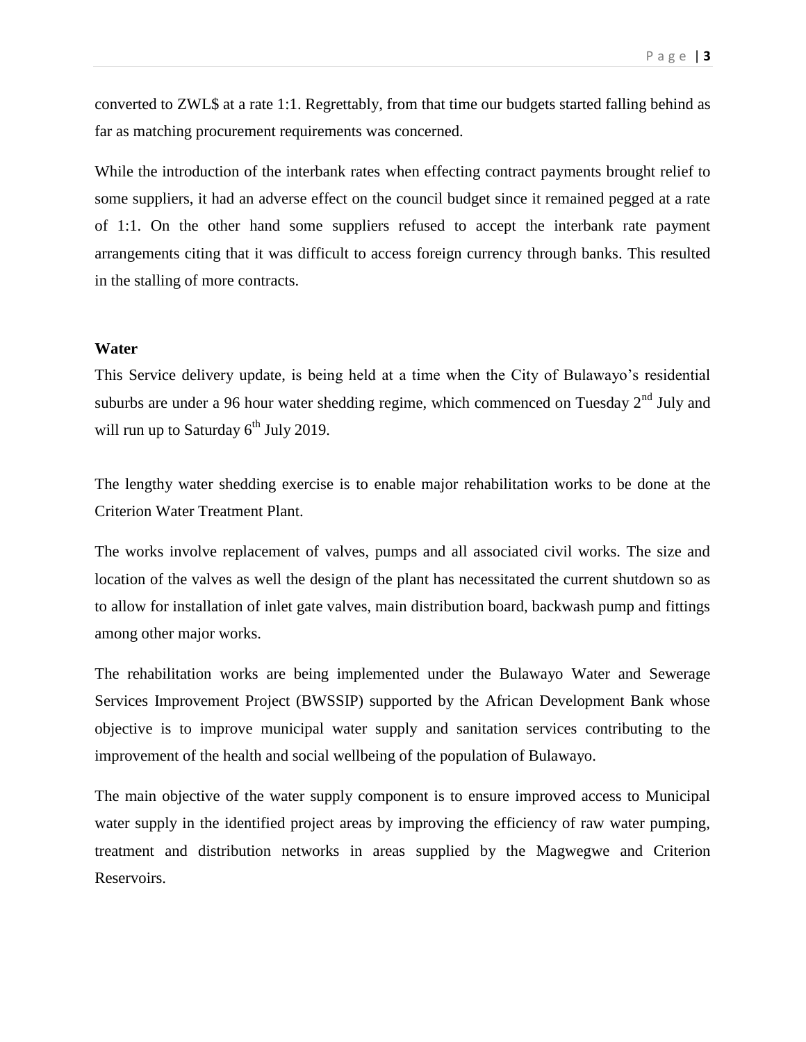converted to ZWL$ at a rate 1:1. Regrettably, from that time our budgets started falling behind as far as matching procurement requirements was concerned.

While the introduction of the interbank rates when effecting contract payments brought relief to some suppliers, it had an adverse effect on the council budget since it remained pegged at a rate of 1:1. On the other hand some suppliers refused to accept the interbank rate payment arrangements citing that it was difficult to access foreign currency through banks. This resulted in the stalling of more contracts.

**Water**

This Service delivery update, is being held at a time when the City of Bulawayo's residential suburbs are under a 96 hour water shedding regime, which commenced on Tuesday 2nd July and will run up to Saturday 6th July 2019.

The lengthy water shedding exercise is to enable major rehabilitation works to be done at the Criterion Water Treatment Plant.

The works involve replacement of valves, pumps and all associated civil works. The size and location of the valves as well the design of the plant has necessitated the current shutdown so as to allow for installation of inlet gate valves, main distribution board, backwash pump and fittings among other major works.

The rehabilitation works are being implemented under the Bulawayo Water and Sewerage Services Improvement Project (BWSSIP) supported by the African Development Bank whose objective is to improve municipal water supply and sanitation services contributing to the improvement of the health and social wellbeing of the population of Bulawayo.

The main objective of the water supply component is to ensure improved access to Municipal water supply in the identified project areas by improving the efficiency of raw water pumping, treatment and distribution networks in areas supplied by the Magwegwe and Criterion Reservoirs.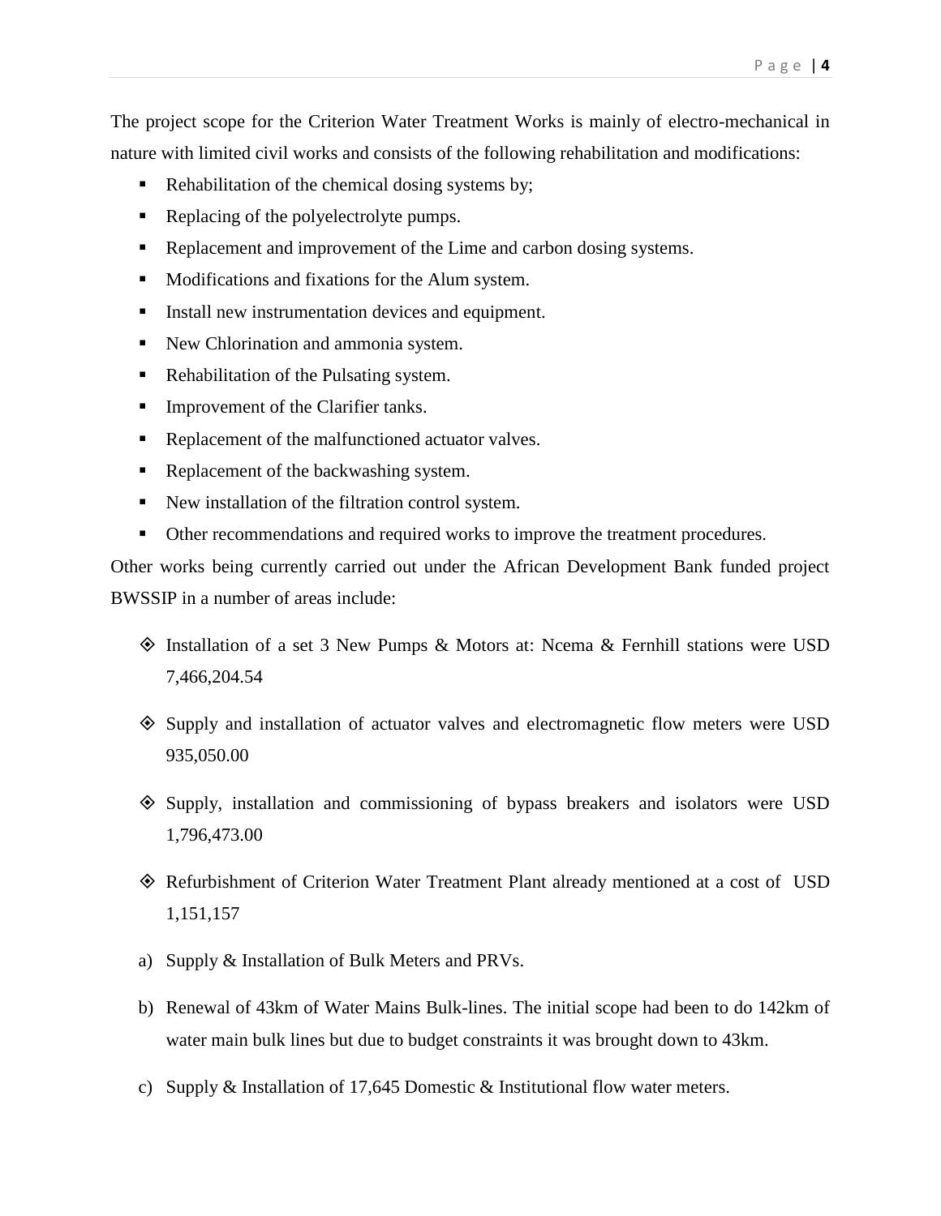The project scope for the Criterion Water Treatment Works is mainly of electro-mechanical in nature with limited civil works and consists of the following rehabilitation and modifications:

- Rehabilitation of the chemical dosing systems by;
- Replacing of the polyelectrolyte pumps.
- Replacement and improvement of the Lime and carbon dosing systems.
- Modifications and fixations for the Alum system.
- Install new instrumentation devices and equipment.
- New Chlorination and ammonia system.
- Rehabilitation of the Pulsating system.
- Improvement of the Clarifier tanks.
- Replacement of the malfunctioned actuator valves.
- Replacement of the backwashing system.
- New installation of the filtration control system.
- Other recommendations and required works to improve the treatment procedures.

Other works being currently carried out under the African Development Bank funded project BWSSIP in a number of areas include:

- Installation of a set 3 New Pumps & Motors at: Ncema & Fernhill stations were USD 7,466,204.54
- Supply and installation of actuator valves and electromagnetic flow meters were USD 935,050.00
- Supply, installation and commissioning of bypass breakers and isolators were USD 1,796,473.00
- Refurbishment of Criterion Water Treatment Plant already mentioned at a cost of USD 1,151,157

a) Supply & Installation of Bulk Meters and PRVs.

b) Renewal of 43km of Water Mains Bulk-lines. The initial scope had been to do 142km of water main bulk lines but due to budget constraints it was brought down to 43km.

c) Supply & Installation of 17,645 Domestic & Institutional flow water meters.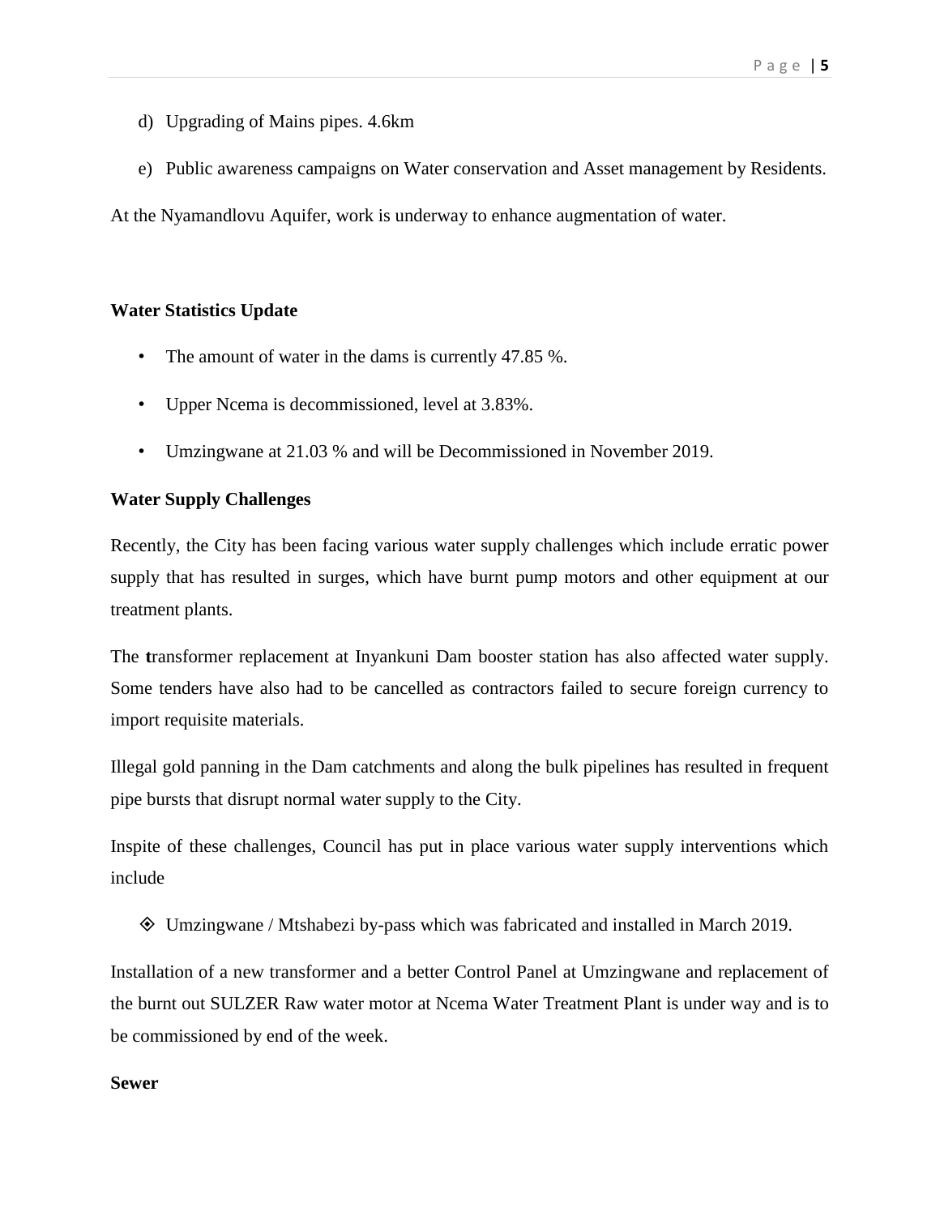d) Upgrading of Mains pipes. 4.6km

e) Public awareness campaigns on Water conservation and Asset management by Residents.

At the Nyamandlovu Aquifer, work is underway to enhance augmentation of water.

**Water Statistics Update**

- The amount of water in the dams is currently 47.85 %.
- Upper Ncema is decommissioned, level at 3.83%.
- Umzingwane at 21.03 % and will be Decommissioned in November 2019.

**Water Supply Challenges**

Recently, the City has been facing various water supply challenges which include erratic power supply that has resulted in surges, which have burnt pump motors and other equipment at our treatment plants.

The transformer replacement at Inyankuni Dam booster station has also affected water supply. Some tenders have also had to be cancelled as contractors failed to secure foreign currency to import requisite materials.

Illegal gold panning in the Dam catchments and along the bulk pipelines has resulted in frequent pipe bursts that disrupt normal water supply to the City.

Inspite of these challenges, Council has put in place various water supply interventions which include

- Umzingwane / Mtshabezi by-pass which was fabricated and installed in March 2019.

Installation of a new transformer and a better Control Panel at Umzingwane and replacement of the burnt out SULZER Raw water motor at Ncema Water Treatment Plant is under way and is to be commissioned by end of the week.

**Sewer**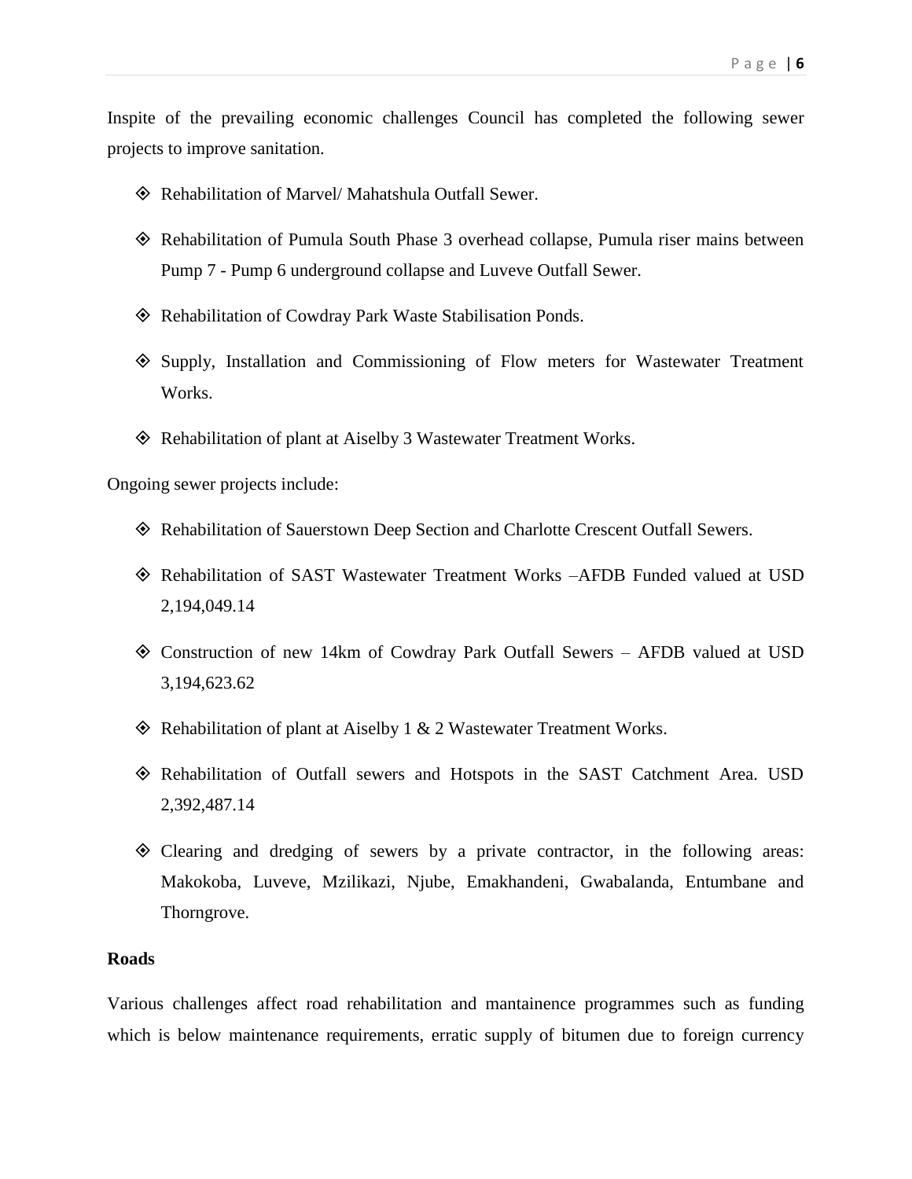Inspite of the prevailing economic challenges Council has completed the following sewer projects to improve sanitation.

- Rehabilitation of Marvel/ Mahatshula Outfall Sewer.
- Rehabilitation of Pumula South Phase 3 overhead collapse, Pumula riser mains between Pump 7 - Pump 6 underground collapse and Luveve Outfall Sewer.
- Rehabilitation of Cowdray Park Waste Stabilisation Ponds.
- Supply, Installation and Commissioning of Flow meters for Wastewater Treatment Works.
- Rehabilitation of plant at Aiselby 3 Wastewater Treatment Works.

Ongoing sewer projects include:

- Rehabilitation of Sauerstown Deep Section and Charlotte Crescent Outfall Sewers.
- Rehabilitation of SAST Wastewater Treatment Works –AFDB Funded valued at USD 2,194,049.14
- Construction of new 14km of Cowdray Park Outfall Sewers – AFDB valued at USD 3,194,623.62
- Rehabilitation of plant at Aiselby 1 & 2 Wastewater Treatment Works.
- Rehabilitation of Outfall sewers and Hotspots in the SAST Catchment Area. USD 2,392,487.14
- Clearing and dredging of sewers by a private contractor, in the following areas: Makokoba, Luveve, Mzilikazi, Njube, Emakhandeni, Gwabalanda, Entumbane and Thorngrove.

**Roads**

Various challenges affect road rehabilitation and mantainence programmes such as funding which is below maintenance requirements, erratic supply of bitumen due to foreign currency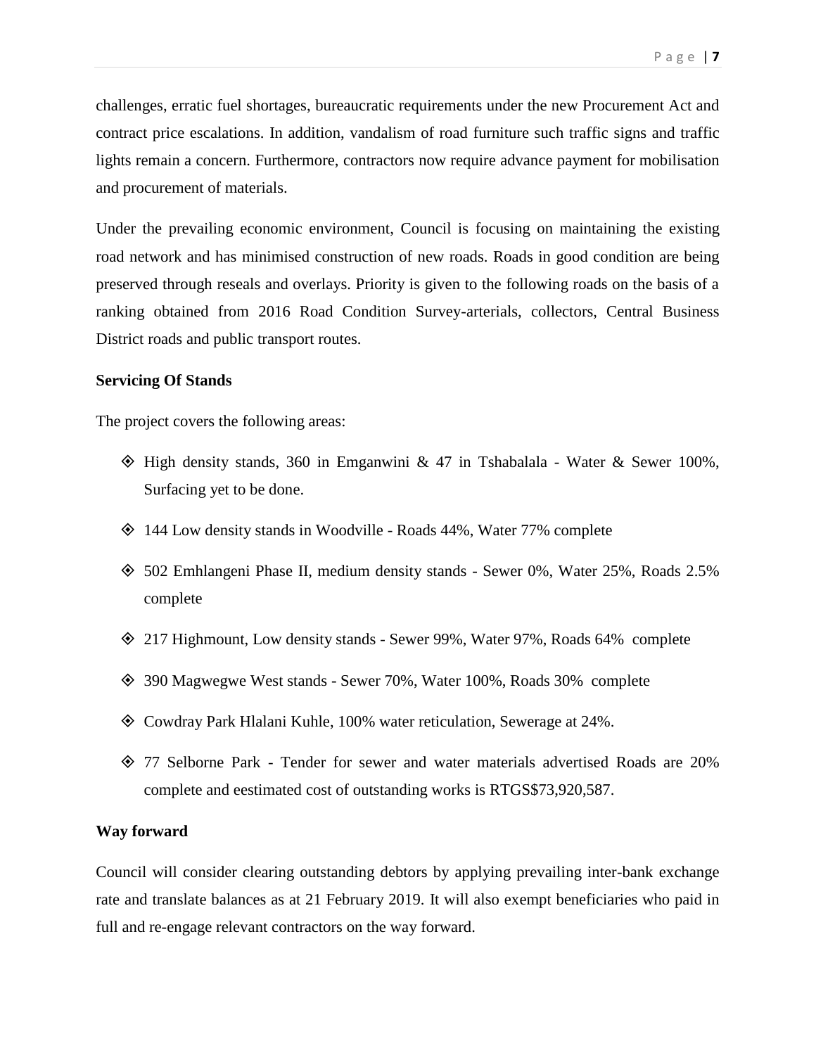challenges, erratic fuel shortages, bureaucratic requirements under the new Procurement Act and contract price escalations. In addition, vandalism of road furniture such traffic signs and traffic lights remain a concern. Furthermore, contractors now require advance payment for mobilisation and procurement of materials.

Under the prevailing economic environment, Council is focusing on maintaining the existing road network and has minimised construction of new roads. Roads in good condition are being preserved through reseals and overlays. Priority is given to the following roads on the basis of a ranking obtained from 2016 Road Condition Survey-arterials, collectors, Central Business District roads and public transport routes.

**Servicing Of Stands**

The project covers the following areas:

- High density stands, 360 in Emganwini & 47 in Tshabalala - Water & Sewer 100%, Surfacing yet to be done.
- 144 Low density stands in Woodville - Roads 44%, Water 77% complete
- 502 Emhlangeni Phase II, medium density stands - Sewer 0%, Water 25%, Roads 2.5% complete
- 217 Highmount, Low density stands - Sewer 99%, Water 97%, Roads 64% complete
- 390 Magwegwe West stands - Sewer 70%, Water 100%, Roads 30% complete
- Cowdray Park Hlalani Kuhle, 100% water reticulation, Sewerage at 24%.
- 77 Selborne Park - Tender for sewer and water materials advertised Roads are 20% complete and eestimated cost of outstanding works is RTGS$73,920,587.

**Way forward**

Council will consider clearing outstanding debtors by applying prevailing inter-bank exchange rate and translate balances as at 21 February 2019. It will also exempt beneficiaries who paid in full and re-engage relevant contractors on the way forward.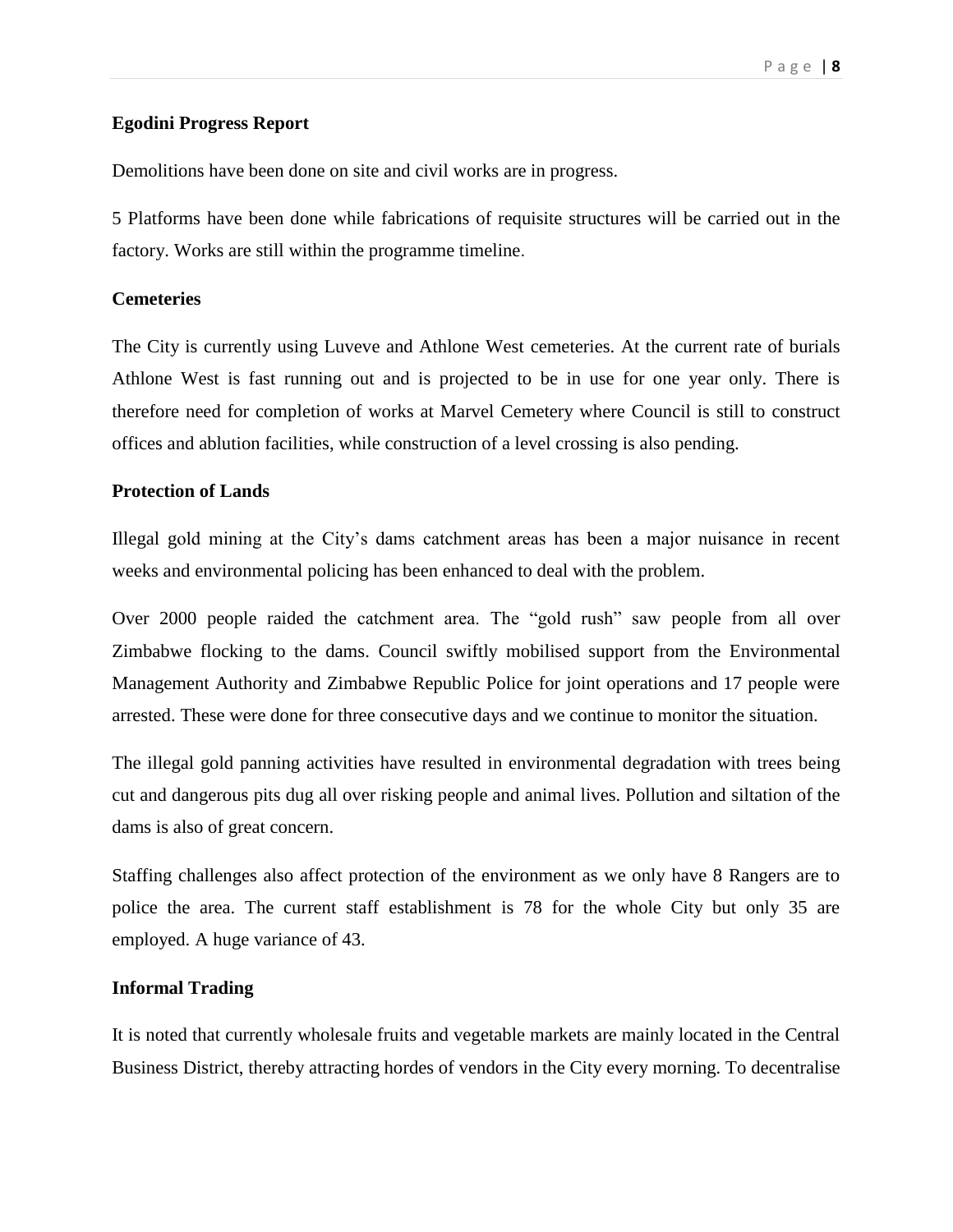**Egodini Progress Report**

Demolitions have been done on site and civil works are in progress.

5 Platforms have been done while fabrications of requisite structures will be carried out in the factory. Works are still within the programme timeline.

**Cemeteries**

The City is currently using Luveve and Athlone West cemeteries. At the current rate of burials Athlone West is fast running out and is projected to be in use for one year only. There is therefore need for completion of works at Marvel Cemetery where Council is still to construct offices and ablution facilities, while construction of a level crossing is also pending.

**Protection of Lands**

Illegal gold mining at the City's dams catchment areas has been a major nuisance in recent weeks and environmental policing has been enhanced to deal with the problem.

Over 2000 people raided the catchment area. The "gold rush" saw people from all over Zimbabwe flocking to the dams. Council swiftly mobilised support from the Environmental Management Authority and Zimbabwe Republic Police for joint operations and 17 people were arrested. These were done for three consecutive days and we continue to monitor the situation.

The illegal gold panning activities have resulted in environmental degradation with trees being cut and dangerous pits dug all over risking people and animal lives. Pollution and siltation of the dams is also of great concern.

Staffing challenges also affect protection of the environment as we only have 8 Rangers are to police the area. The current staff establishment is 78 for the whole City but only 35 are employed. A huge variance of 43.

**Informal Trading**

It is noted that currently wholesale fruits and vegetable markets are mainly located in the Central Business District, thereby attracting hordes of vendors in the City every morning. To decentralise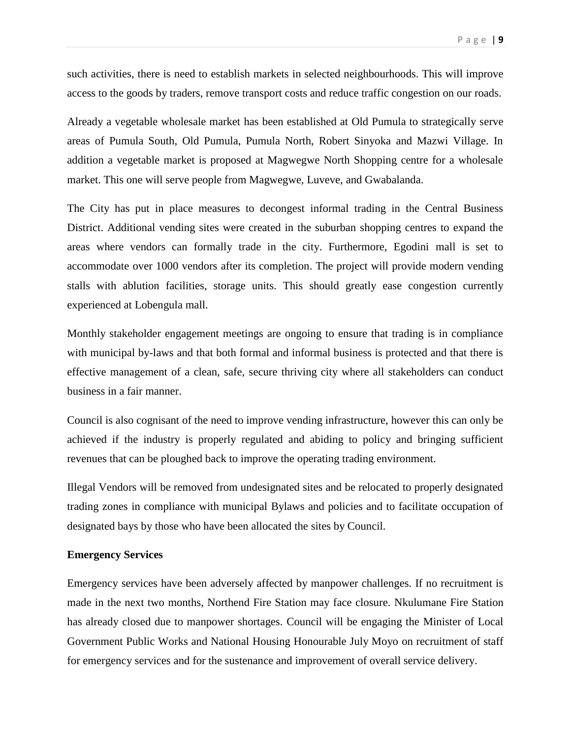such activities, there is need to establish markets in selected neighbourhoods. This will improve access to the goods by traders, remove transport costs and reduce traffic congestion on our roads.

Already a vegetable wholesale market has been established at Old Pumula to strategically serve areas of Pumula South, Old Pumula, Pumula North, Robert Sinyoka and Mazwi Village. In addition a vegetable market is proposed at Magwegwe North Shopping centre for a wholesale market. This one will serve people from Magwegwe, Luveve, and Gwabalanda.

The City has put in place measures to decongest informal trading in the Central Business District. Additional vending sites were created in the suburban shopping centres to expand the areas where vendors can formally trade in the city. Furthermore, Egodini mall is set to accommodate over 1000 vendors after its completion. The project will provide modern vending stalls with ablution facilities, storage units. This should greatly ease congestion currently experienced at Lobengula mall.

Monthly stakeholder engagement meetings are ongoing to ensure that trading is in compliance with municipal by-laws and that both formal and informal business is protected and that there is effective management of a clean, safe, secure thriving city where all stakeholders can conduct business in a fair manner.

Council is also cognisant of the need to improve vending infrastructure, however this can only be achieved if the industry is properly regulated and abiding to policy and bringing sufficient revenues that can be ploughed back to improve the operating trading environment.

Illegal Vendors will be removed from undesignated sites and be relocated to properly designated trading zones in compliance with municipal Bylaws and policies and to facilitate occupation of designated bays by those who have been allocated the sites by Council.

**Emergency Services**

Emergency services have been adversely affected by manpower challenges. If no recruitment is made in the next two months, Northend Fire Station may face closure. Nkulumane Fire Station has already closed due to manpower shortages. Council will be engaging the Minister of Local Government Public Works and National Housing Honourable July Moyo on recruitment of staff for emergency services and for the sustenance and improvement of overall service delivery.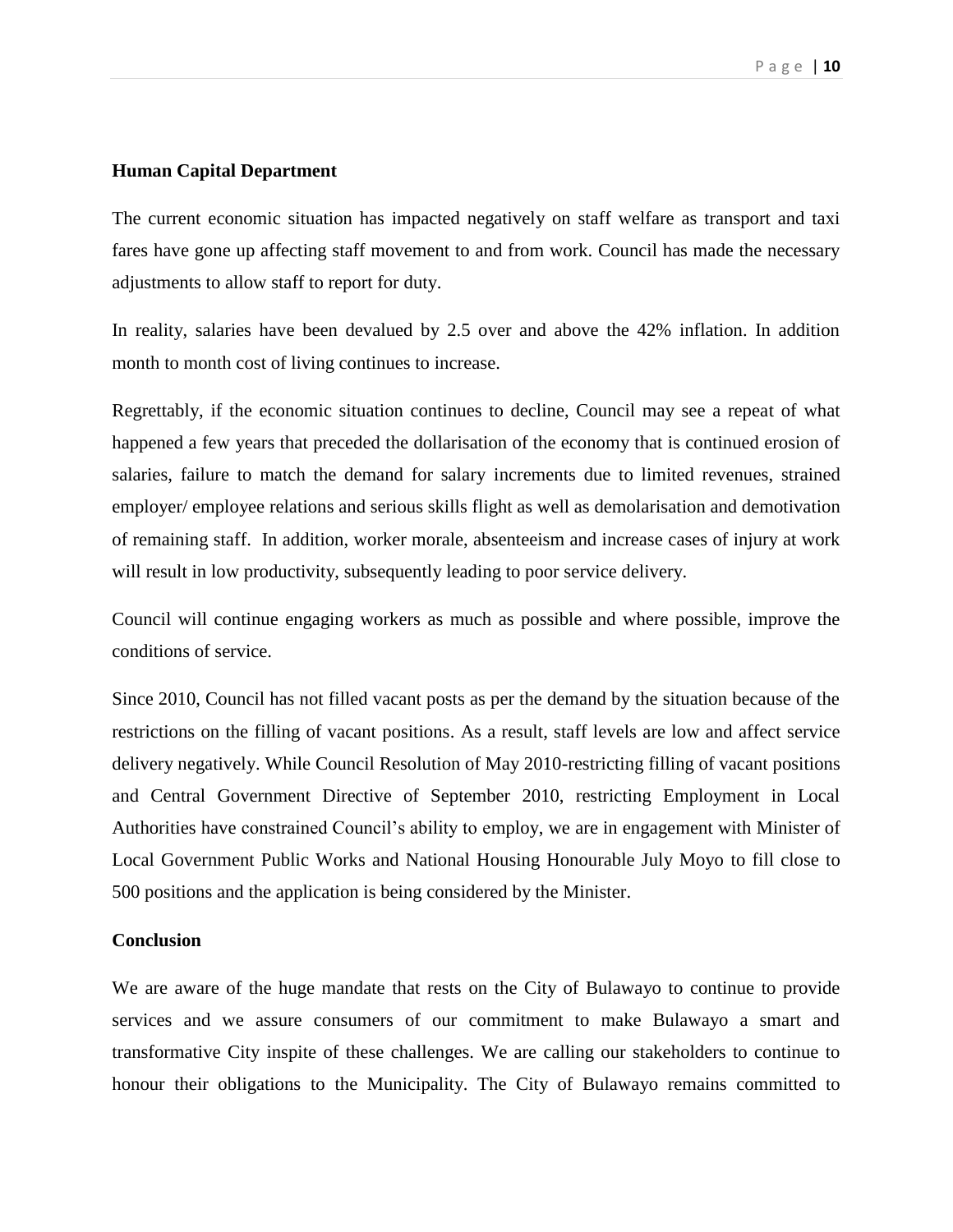**Human Capital Department**

The current economic situation has impacted negatively on staff welfare as transport and taxi fares have gone up affecting staff movement to and from work. Council has made the necessary adjustments to allow staff to report for duty.

In reality, salaries have been devalued by 2.5 over and above the 42% inflation. In addition month to month cost of living continues to increase.

Regrettably, if the economic situation continues to decline, Council may see a repeat of what happened a few years that preceded the dollarisation of the economy that is continued erosion of salaries, failure to match the demand for salary increments due to limited revenues, strained employer/ employee relations and serious skills flight as well as demolarisation and demotivation of remaining staff. In addition, worker morale, absenteeism and increase cases of injury at work will result in low productivity, subsequently leading to poor service delivery.

Council will continue engaging workers as much as possible and where possible, improve the conditions of service.

Since 2010, Council has not filled vacant posts as per the demand by the situation because of the restrictions on the filling of vacant positions. As a result, staff levels are low and affect service delivery negatively. While Council Resolution of May 2010-restricting filling of vacant positions and Central Government Directive of September 2010, restricting Employment in Local Authorities have constrained Council's ability to employ, we are in engagement with Minister of Local Government Public Works and National Housing Honourable July Moyo to fill close to 500 positions and the application is being considered by the Minister.

**Conclusion**

We are aware of the huge mandate that rests on the City of Bulawayo to continue to provide services and we assure consumers of our commitment to make Bulawayo a smart and transformative City inspite of these challenges. We are calling our stakeholders to continue to honour their obligations to the Municipality. The City of Bulawayo remains committed to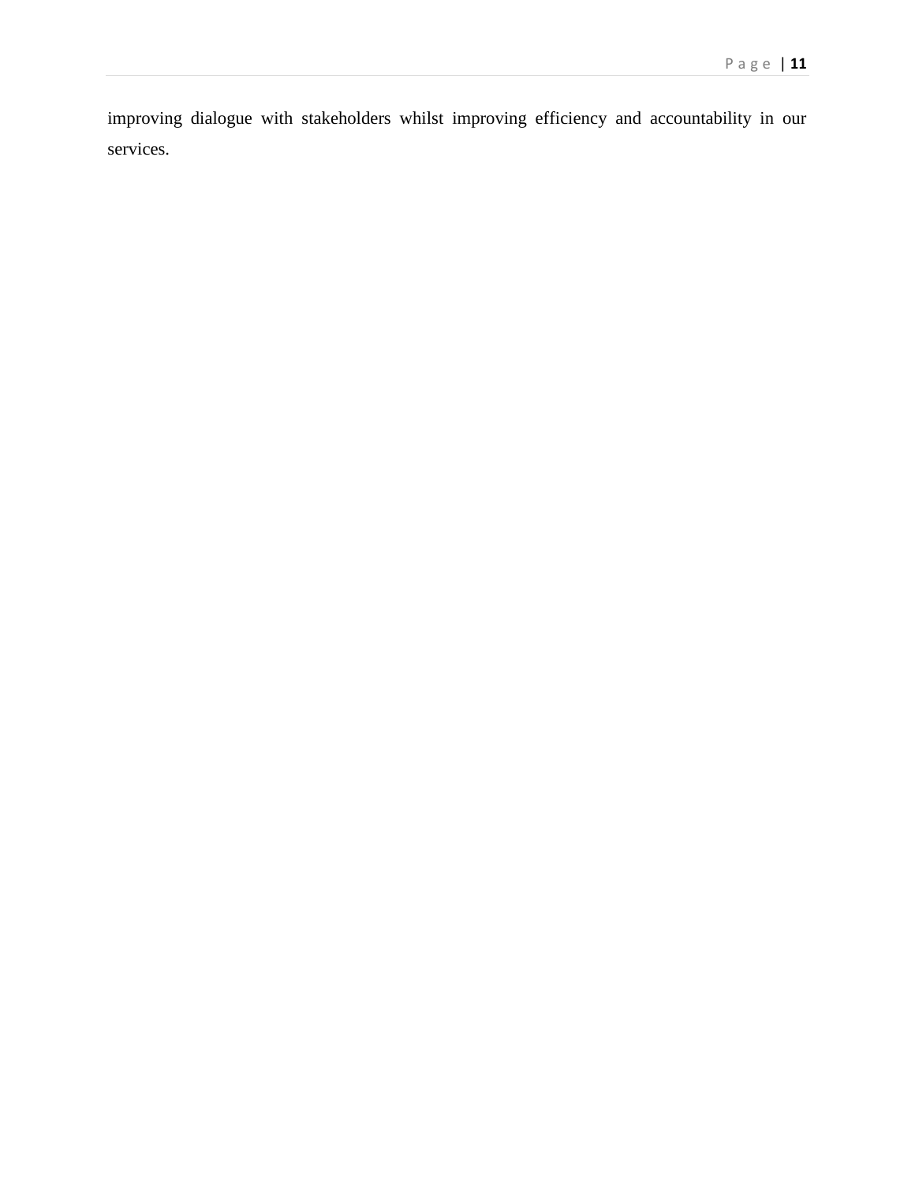improving dialogue with stakeholders whilst improving efficiency and accountability in our services.